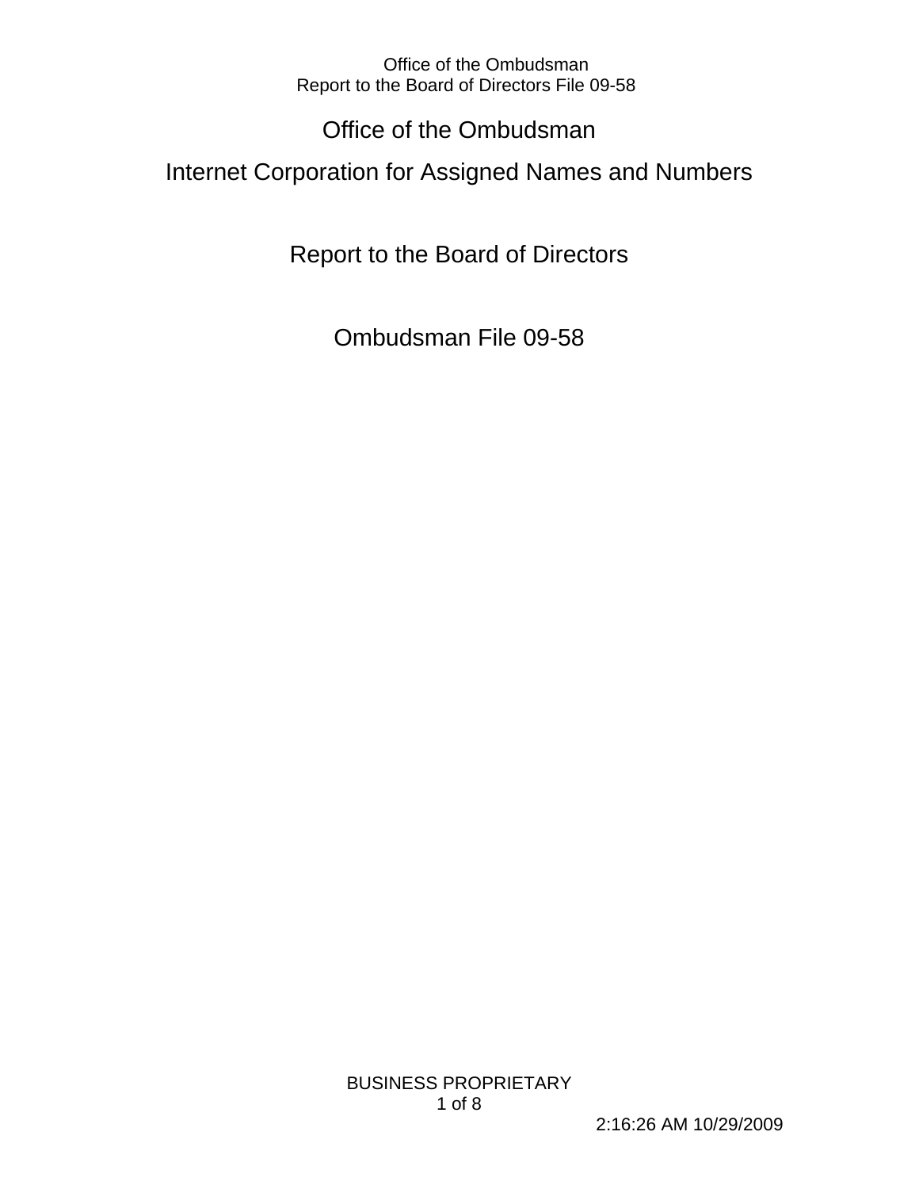# Office of the Ombudsman

# Internet Corporation for Assigned Names and Numbers

## Report to the Board of Directors

## Ombudsman File 09-58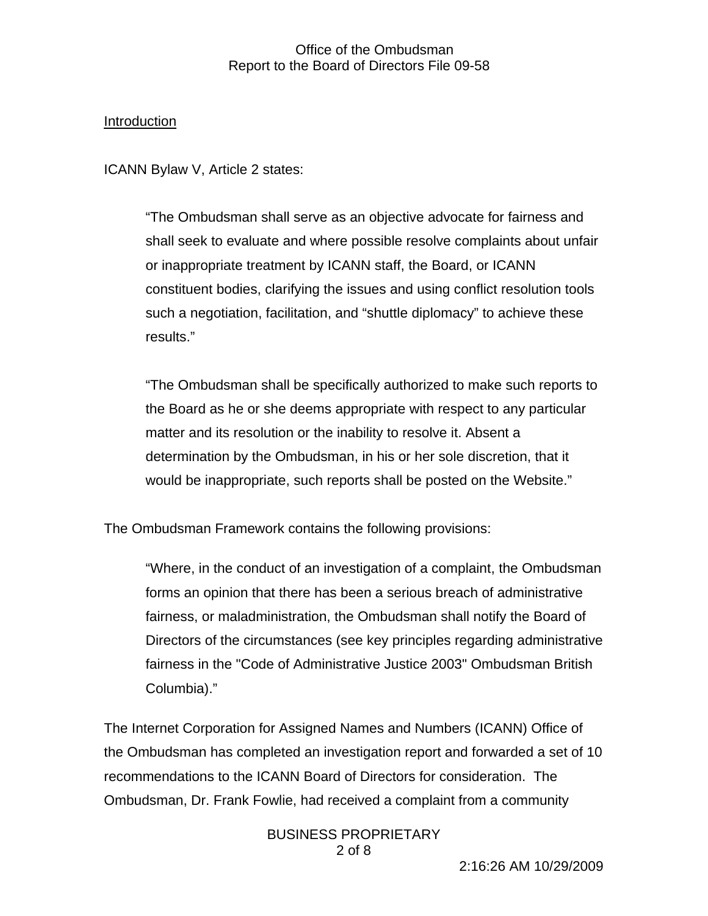## Introduction

ICANN Bylaw V, Article 2 states:

> "The Ombudsman shall serve as an objective advocate for fairness and shall seek to evaluate and where possible resolve complaints about unfair or inappropriate treatment by ICANN staff, the Board, or ICANN constituent bodies, clarifying the issues and using conflict resolution tools such a negotiation, facilitation, and "shuttle diplomacy" to achieve these results."
>
> "The Ombudsman shall be specifically authorized to make such reports to the Board as he or she deems appropriate with respect to any particular matter and its resolution or the inability to resolve it. Absent a determination by the Ombudsman, in his or her sole discretion, that it would be inappropriate, such reports shall be posted on the Website."

The Ombudsman Framework contains the following provisions:

> "Where, in the conduct of an investigation of a complaint, the Ombudsman forms an opinion that there has been a serious breach of administrative fairness, or maladministration, the Ombudsman shall notify the Board of Directors of the circumstances (see key principles regarding administrative fairness in the "Code of Administrative Justice 2003" Ombudsman British Columbia)."

The Internet Corporation for Assigned Names and Numbers (ICANN) Office of the Ombudsman has completed an investigation report and forwarded a set of 10 recommendations to the ICANN Board of Directors for consideration. The Ombudsman, Dr. Frank Fowlie, had received a complaint from a community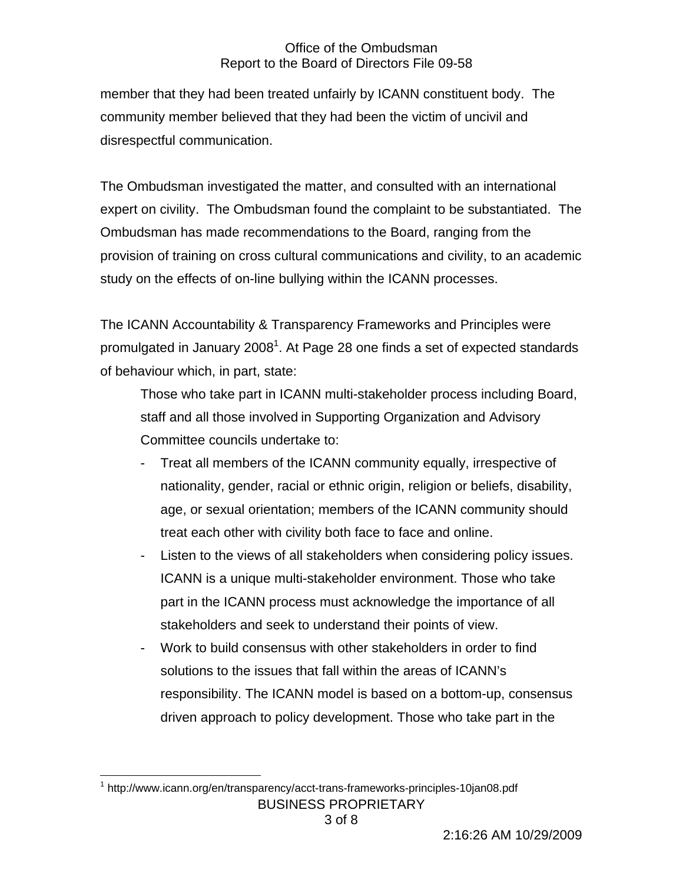member that they had been treated unfairly by ICANN constituent body. The community member believed that they had been the victim of uncivil and disrespectful communication.

The Ombudsman investigated the matter, and consulted with an international expert on civility. The Ombudsman found the complaint to be substantiated. The Ombudsman has made recommendations to the Board, ranging from the provision of training on cross cultural communications and civility, to an academic study on the effects of on-line bullying within the ICANN processes.

The ICANN Accountability & Transparency Frameworks and Principles were promulgated in January 2008[1]. At Page 28 one finds a set of expected standards of behaviour which, in part, state:

> Those who take part in ICANN multi-stakeholder process including Board, staff and all those involved in Supporting Organization and Advisory Committee councils undertake to:
>
> - Treat all members of the ICANN community equally, irrespective of nationality, gender, racial or ethnic origin, religion or beliefs, disability, age, or sexual orientation; members of the ICANN community should treat each other with civility both face to face and online.
> - Listen to the views of all stakeholders when considering policy issues. ICANN is a unique multi-stakeholder environment. Those who take part in the ICANN process must acknowledge the importance of all stakeholders and seek to understand their points of view.
> - Work to build consensus with other stakeholders in order to find solutions to the issues that fall within the areas of ICANN's responsibility. The ICANN model is based on a bottom-up, consensus driven approach to policy development. Those who take part in the

[1] http://www.icann.org/en/transparency/acct-trans-frameworks-principles-10jan08.pdf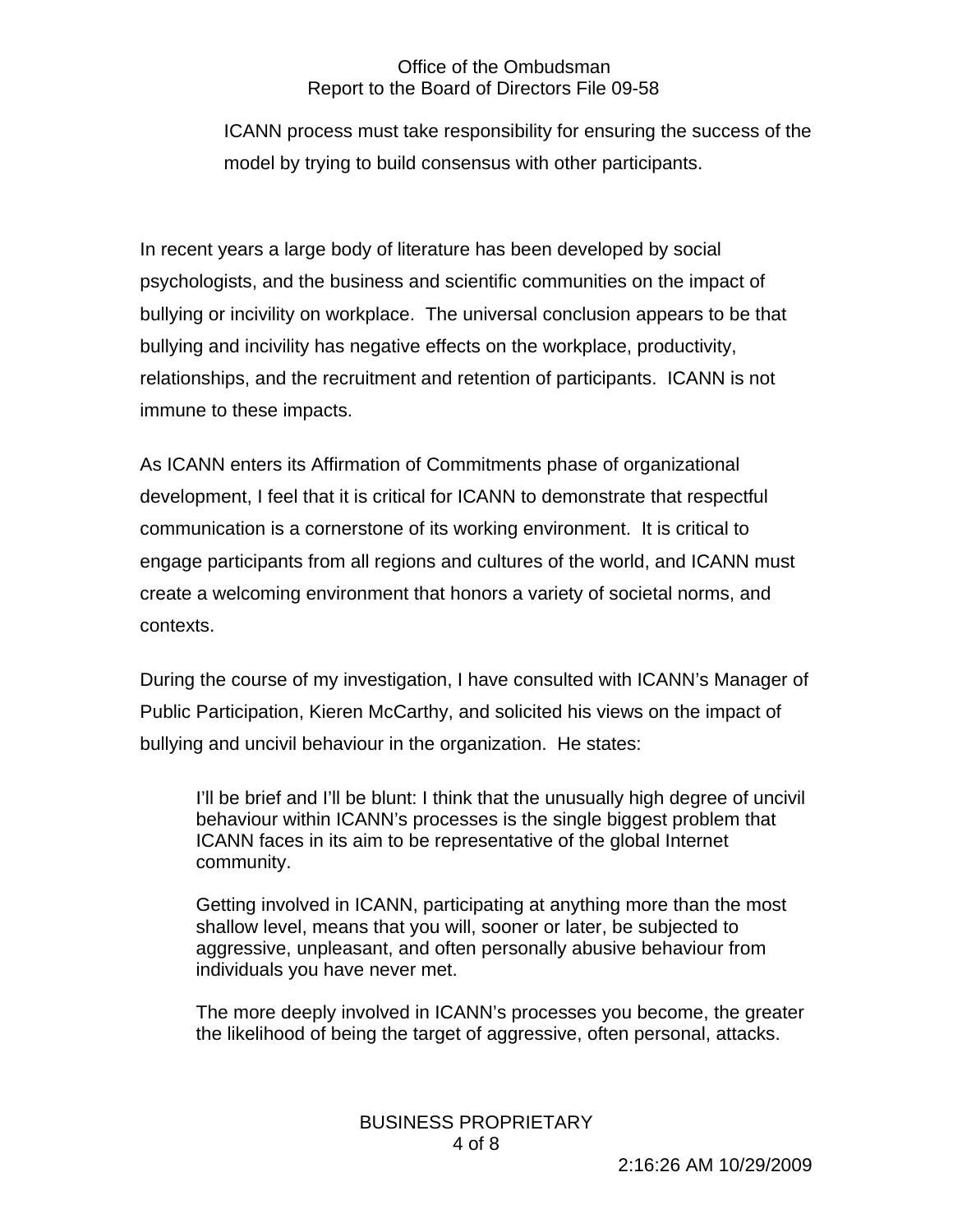ICANN process must take responsibility for ensuring the success of the model by trying to build consensus with other participants.

In recent years a large body of literature has been developed by social psychologists, and the business and scientific communities on the impact of bullying or incivility on workplace. The universal conclusion appears to be that bullying and incivility has negative effects on the workplace, productivity, relationships, and the recruitment and retention of participants. ICANN is not immune to these impacts.

As ICANN enters its Affirmation of Commitments phase of organizational development, I feel that it is critical for ICANN to demonstrate that respectful communication is a cornerstone of its working environment. It is critical to engage participants from all regions and cultures of the world, and ICANN must create a welcoming environment that honors a variety of societal norms, and contexts.

During the course of my investigation, I have consulted with ICANN's Manager of Public Participation, Kieren McCarthy, and solicited his views on the impact of bullying and uncivil behaviour in the organization. He states:

> I'll be brief and I'll be blunt: I think that the unusually high degree of uncivil behaviour within ICANN's processes is the single biggest problem that ICANN faces in its aim to be representative of the global Internet community.
>
> Getting involved in ICANN, participating at anything more than the most shallow level, means that you will, sooner or later, be subjected to aggressive, unpleasant, and often personally abusive behaviour from individuals you have never met.
>
> The more deeply involved in ICANN's processes you become, the greater the likelihood of being the target of aggressive, often personal, attacks.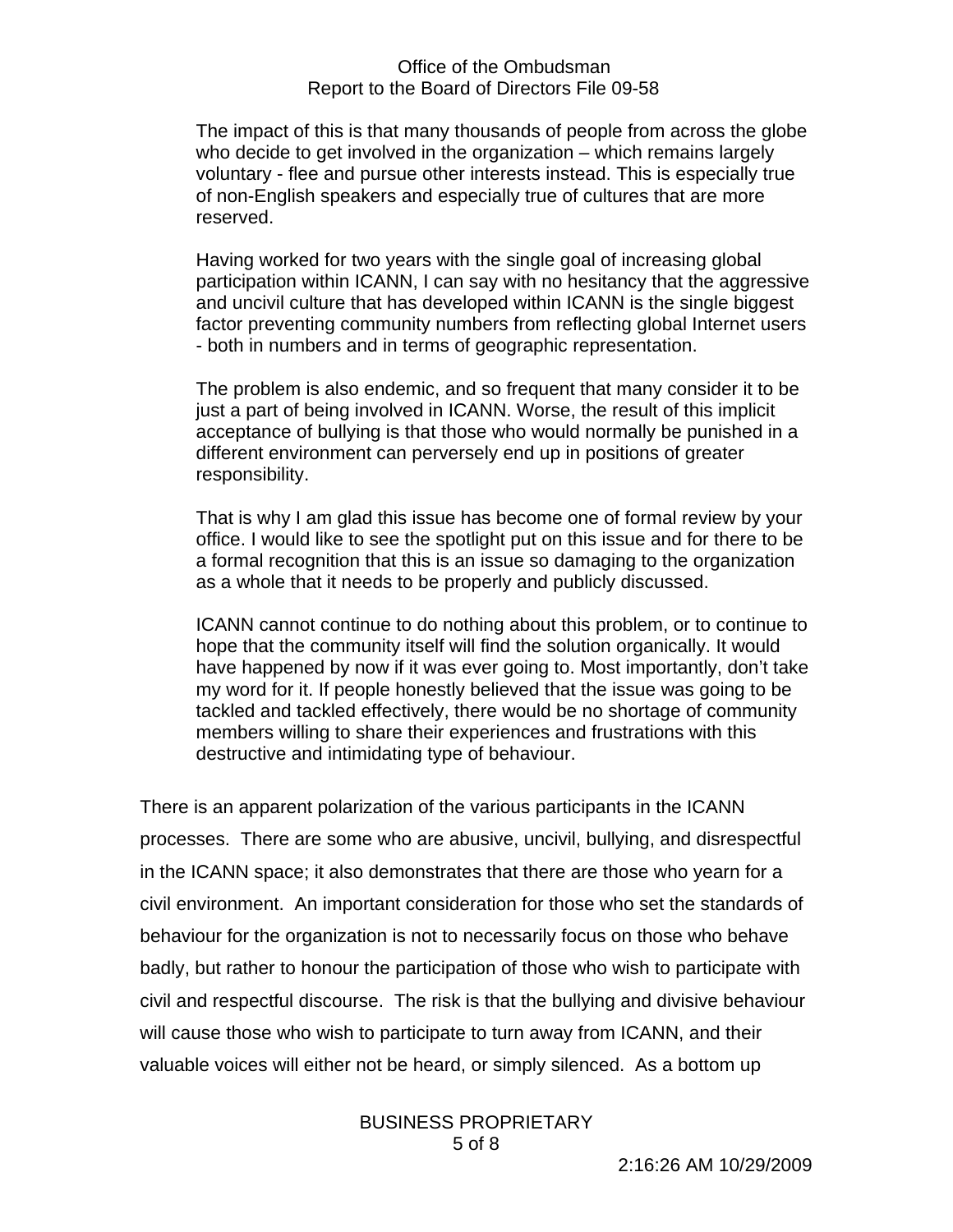> The impact of this is that many thousands of people from across the globe who decide to get involved in the organization – which remains largely voluntary - flee and pursue other interests instead. This is especially true of non-English speakers and especially true of cultures that are more reserved.
>
> Having worked for two years with the single goal of increasing global participation within ICANN, I can say with no hesitancy that the aggressive and uncivil culture that has developed within ICANN is the single biggest factor preventing community numbers from reflecting global Internet users - both in numbers and in terms of geographic representation.
>
> The problem is also endemic, and so frequent that many consider it to be just a part of being involved in ICANN. Worse, the result of this implicit acceptance of bullying is that those who would normally be punished in a different environment can perversely end up in positions of greater responsibility.
>
> That is why I am glad this issue has become one of formal review by your office. I would like to see the spotlight put on this issue and for there to be a formal recognition that this is an issue so damaging to the organization as a whole that it needs to be properly and publicly discussed.
>
> ICANN cannot continue to do nothing about this problem, or to continue to hope that the community itself will find the solution organically. It would have happened by now if it was ever going to. Most importantly, don't take my word for it. If people honestly believed that the issue was going to be tackled and tackled effectively, there would be no shortage of community members willing to share their experiences and frustrations with this destructive and intimidating type of behaviour.

There is an apparent polarization of the various participants in the ICANN processes. There are some who are abusive, uncivil, bullying, and disrespectful in the ICANN space; it also demonstrates that there are those who yearn for a civil environment. An important consideration for those who set the standards of behaviour for the organization is not to necessarily focus on those who behave badly, but rather to honour the participation of those who wish to participate with civil and respectful discourse. The risk is that the bullying and divisive behaviour will cause those who wish to participate to turn away from ICANN, and their valuable voices will either not be heard, or simply silenced. As a bottom up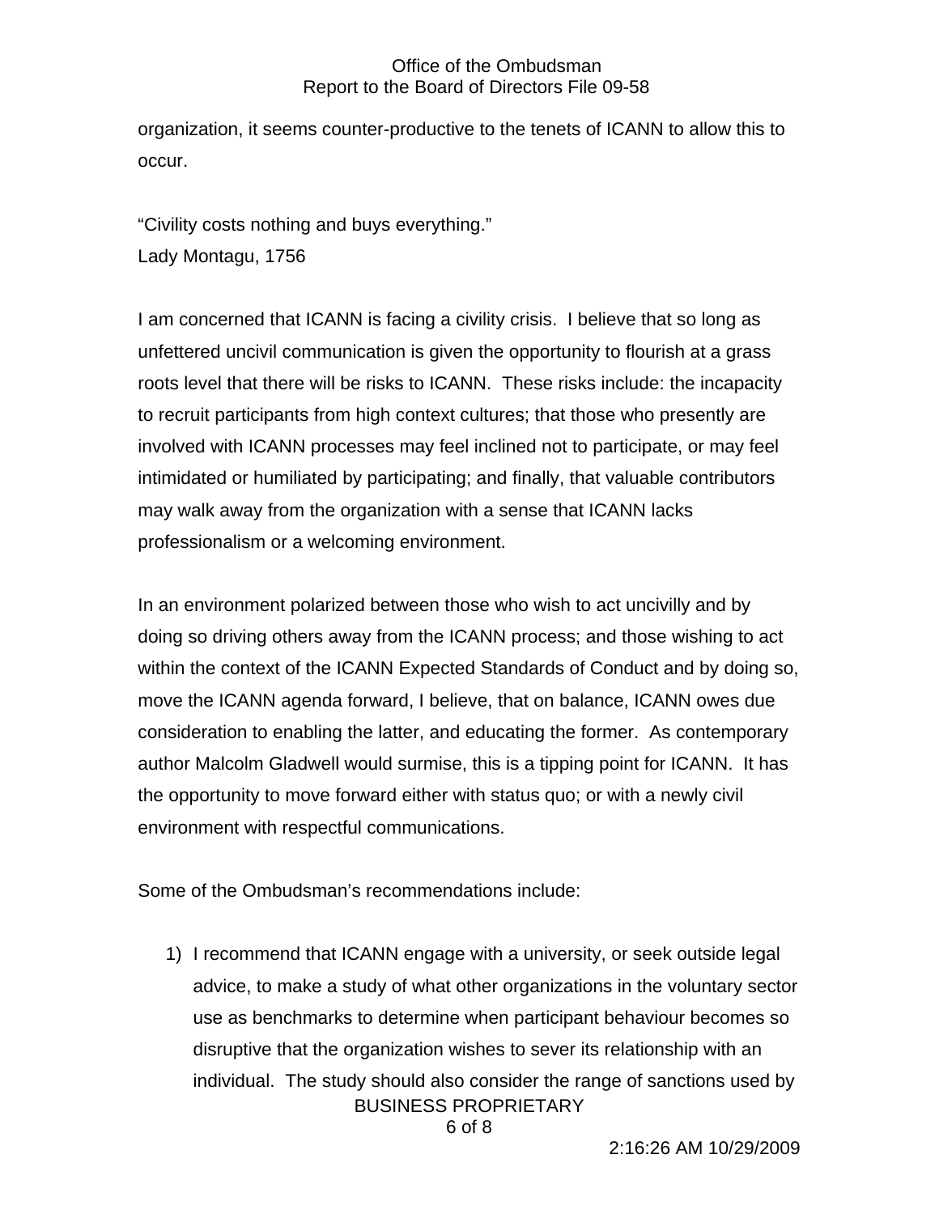organization, it seems counter-productive to the tenets of ICANN to allow this to occur.

"Civility costs nothing and buys everything."
Lady Montagu, 1756

I am concerned that ICANN is facing a civility crisis. I believe that so long as unfettered uncivil communication is given the opportunity to flourish at a grass roots level that there will be risks to ICANN. These risks include: the incapacity to recruit participants from high context cultures; that those who presently are involved with ICANN processes may feel inclined not to participate, or may feel intimidated or humiliated by participating; and finally, that valuable contributors may walk away from the organization with a sense that ICANN lacks professionalism or a welcoming environment.

In an environment polarized between those who wish to act uncivilly and by doing so driving others away from the ICANN process; and those wishing to act within the context of the ICANN Expected Standards of Conduct and by doing so, move the ICANN agenda forward, I believe, that on balance, ICANN owes due consideration to enabling the latter, and educating the former. As contemporary author Malcolm Gladwell would surmise, this is a tipping point for ICANN. It has the opportunity to move forward either with status quo; or with a newly civil environment with respectful communications.

Some of the Ombudsman's recommendations include:

1) I recommend that ICANN engage with a university, or seek outside legal advice, to make a study of what other organizations in the voluntary sector use as benchmarks to determine when participant behaviour becomes so disruptive that the organization wishes to sever its relationship with an individual. The study should also consider the range of sanctions used by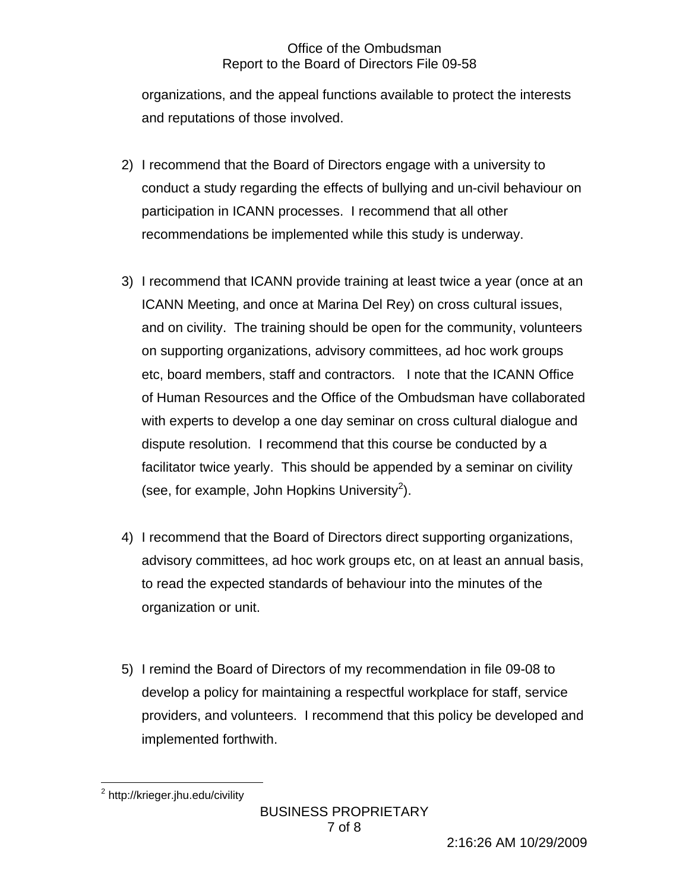organizations, and the appeal functions available to protect the interests and reputations of those involved.

2) I recommend that the Board of Directors engage with a university to conduct a study regarding the effects of bullying and un-civil behaviour on participation in ICANN processes. I recommend that all other recommendations be implemented while this study is underway.

3) I recommend that ICANN provide training at least twice a year (once at an ICANN Meeting, and once at Marina Del Rey) on cross cultural issues, and on civility. The training should be open for the community, volunteers on supporting organizations, advisory committees, ad hoc work groups etc, board members, staff and contractors. I note that the ICANN Office of Human Resources and the Office of the Ombudsman have collaborated with experts to develop a one day seminar on cross cultural dialogue and dispute resolution. I recommend that this course be conducted by a facilitator twice yearly. This should be appended by a seminar on civility (see, for example, John Hopkins University[2]).

4) I recommend that the Board of Directors direct supporting organizations, advisory committees, ad hoc work groups etc, on at least an annual basis, to read the expected standards of behaviour into the minutes of the organization or unit.

5) I remind the Board of Directors of my recommendation in file 09-08 to develop a policy for maintaining a respectful workplace for staff, service providers, and volunteers. I recommend that this policy be developed and implemented forthwith.

[2] http://krieger.jhu.edu/civility

BUSINESS PROPRIETARY

2:16:26 AM 10/29/2009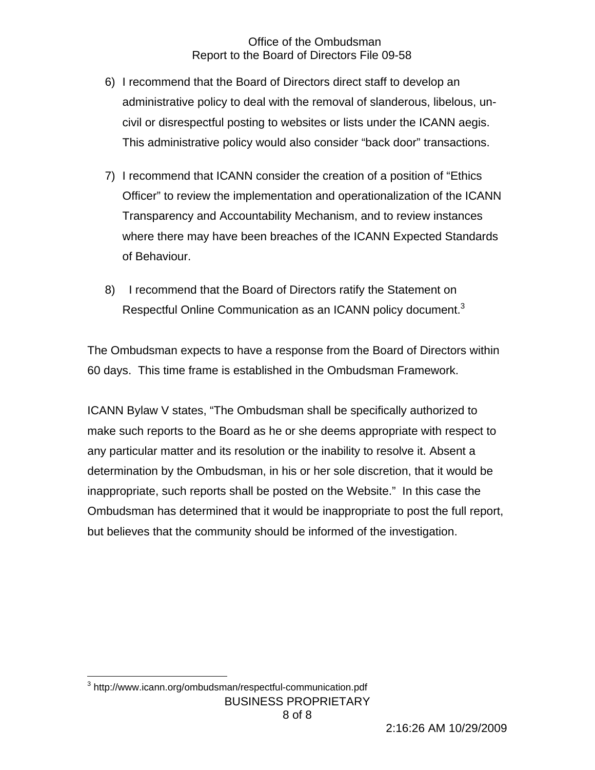6) I recommend that the Board of Directors direct staff to develop an administrative policy to deal with the removal of slanderous, libelous, un-civil or disrespectful posting to websites or lists under the ICANN aegis. This administrative policy would also consider “back door” transactions.

7) I recommend that ICANN consider the creation of a position of “Ethics Officer” to review the implementation and operationalization of the ICANN Transparency and Accountability Mechanism, and to review instances where there may have been breaches of the ICANN Expected Standards of Behaviour.

8) I recommend that the Board of Directors ratify the Statement on Respectful Online Communication as an ICANN policy document.[3]

The Ombudsman expects to have a response from the Board of Directors within 60 days. This time frame is established in the Ombudsman Framework.

ICANN Bylaw V states, “The Ombudsman shall be specifically authorized to make such reports to the Board as he or she deems appropriate with respect to any particular matter and its resolution or the inability to resolve it. Absent a determination by the Ombudsman, in his or her sole discretion, that it would be inappropriate, such reports shall be posted on the Website.” In this case the Ombudsman has determined that it would be inappropriate to post the full report, but believes that the community should be informed of the investigation.

[3] http://www.icann.org/ombudsman/respectful-communication.pdf

BUSINESS PROPRIETARY

2:16:26 AM 10/29/2009